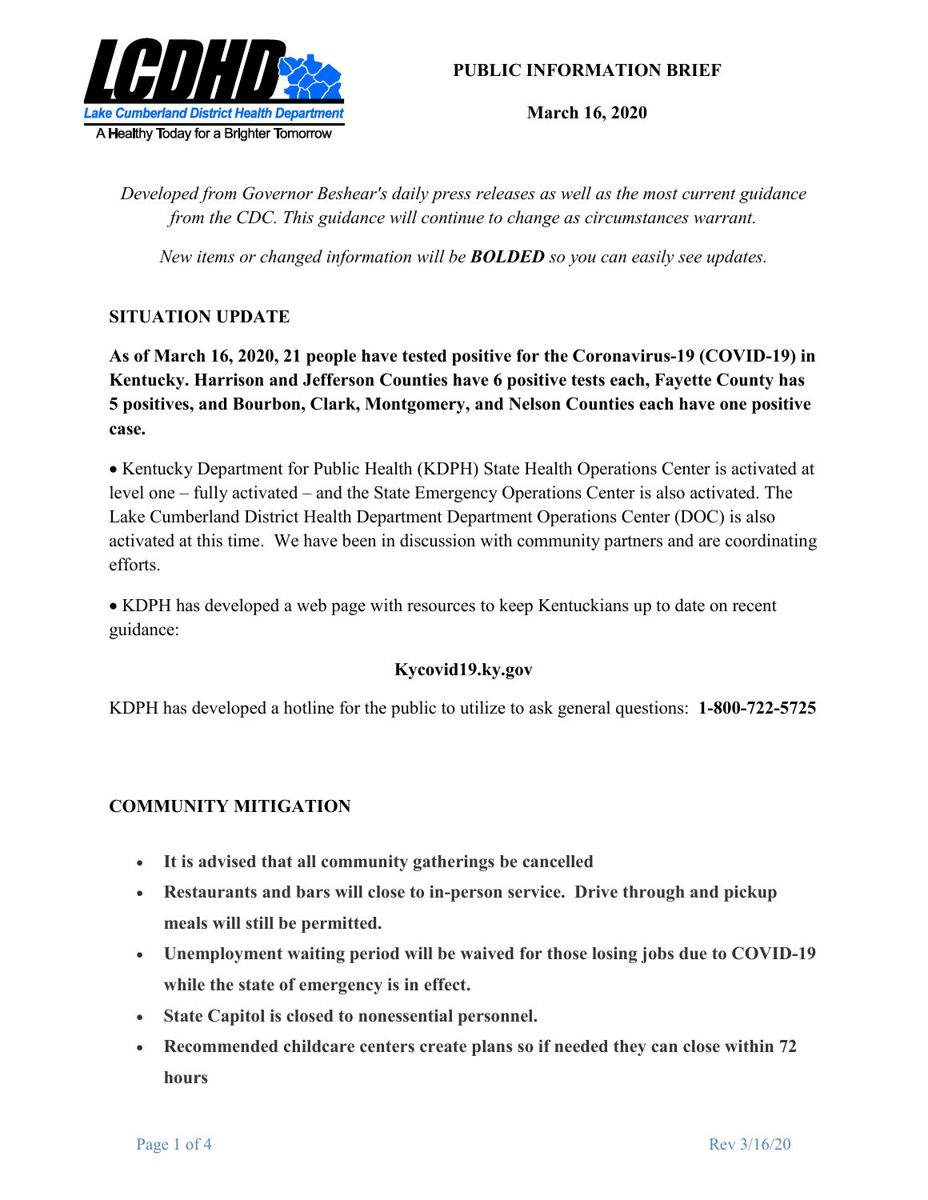Lake Cumberland District Health Department

A Healthy Today for a Brighter Tomorrow

**PUBLIC INFORMATION BRIEF**

**March 16, 2020**

*Developed from Governor Beshear's daily press releases as well as the most current guidance from the CDC. This guidance will continue to change as circumstances warrant.*

*New items or changed information will be **BOLDED** so you can easily see updates.*

## SITUATION UPDATE

**As of March 16, 2020, 21 people have tested positive for the Coronavirus-19 (COVID-19) in Kentucky. Harrison and Jefferson Counties have 6 positive tests each, Fayette County has 5 positives, and Bourbon, Clark, Montgomery, and Nelson Counties each have one positive case.**

• Kentucky Department for Public Health (KDPH) State Health Operations Center is activated at level one – fully activated – and the State Emergency Operations Center is also activated. The Lake Cumberland District Health Department Department Operations Center (DOC) is also activated at this time. We have been in discussion with community partners and are coordinating efforts.

• KDPH has developed a web page with resources to keep Kentuckians up to date on recent guidance:

**Kycovid19.ky.gov**

KDPH has developed a hotline for the public to utilize to ask general questions: **1-800-722-5725**

## COMMUNITY MITIGATION

- **It is advised that all community gatherings be cancelled**
- **Restaurants and bars will close to in-person service. Drive through and pickup meals will still be permitted.**
- **Unemployment waiting period will be waived for those losing jobs due to COVID-19 while the state of emergency is in effect.**
- **State Capitol is closed to nonessential personnel.**
- **Recommended childcare centers create plans so if needed they can close within 72 hours**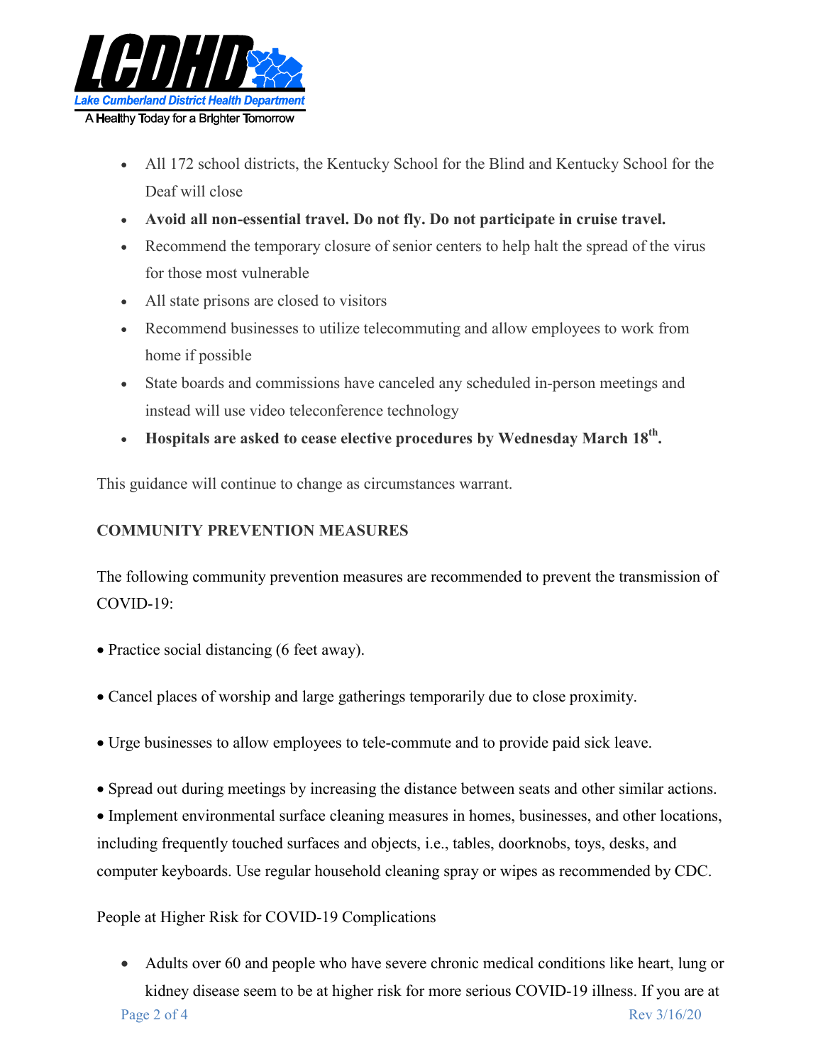- All 172 school districts, the Kentucky School for the Blind and Kentucky School for the Deaf will close
- **Avoid all non-essential travel. Do not fly. Do not participate in cruise travel.**
- Recommend the temporary closure of senior centers to help halt the spread of the virus for those most vulnerable
- All state prisons are closed to visitors
- Recommend businesses to utilize telecommuting and allow employees to work from home if possible
- State boards and commissions have canceled any scheduled in-person meetings and instead will use video teleconference technology
- **Hospitals are asked to cease elective procedures by Wednesday March 18th.**

This guidance will continue to change as circumstances warrant.

**COMMUNITY PREVENTION MEASURES**

The following community prevention measures are recommended to prevent the transmission of COVID-19:

- Practice social distancing (6 feet away).
- Cancel places of worship and large gatherings temporarily due to close proximity.
- Urge businesses to allow employees to tele-commute and to provide paid sick leave.
- Spread out during meetings by increasing the distance between seats and other similar actions.
- Implement environmental surface cleaning measures in homes, businesses, and other locations, including frequently touched surfaces and objects, i.e., tables, doorknobs, toys, desks, and computer keyboards. Use regular household cleaning spray or wipes as recommended by CDC.

People at Higher Risk for COVID-19 Complications

- Adults over 60 and people who have severe chronic medical conditions like heart, lung or kidney disease seem to be at higher risk for more serious COVID-19 illness. If you are at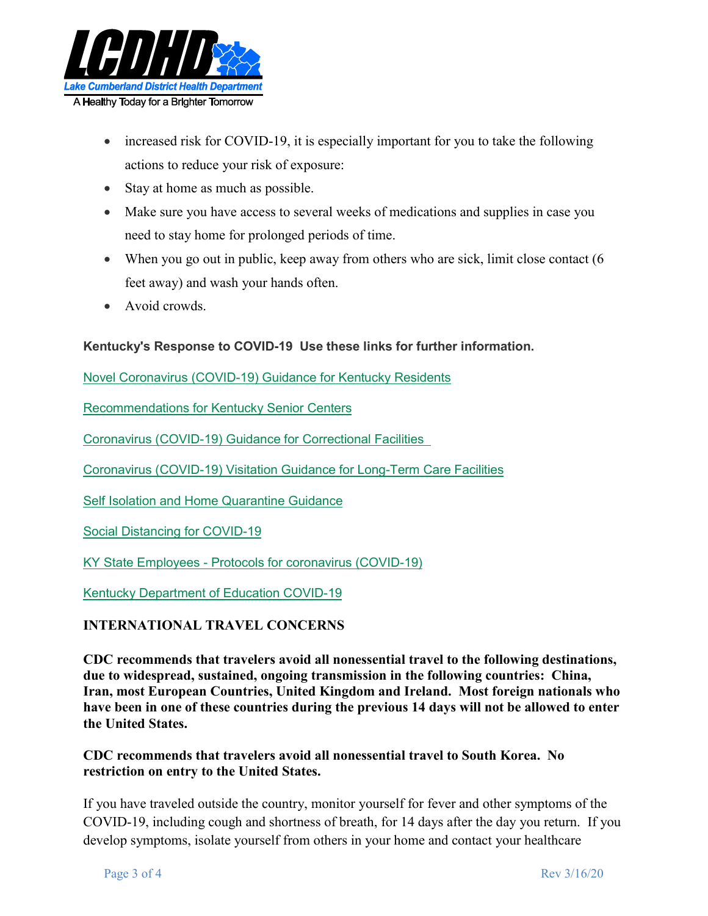- increased risk for COVID-19, it is especially important for you to take the following actions to reduce your risk of exposure:
- Stay at home as much as possible.
- Make sure you have access to several weeks of medications and supplies in case you need to stay home for prolonged periods of time.
- When you go out in public, keep away from others who are sick, limit close contact (6 feet away) and wash your hands often.
- Avoid crowds.

**Kentucky's Response to COVID-19 Use these links for further information.**

Novel Coronavirus (COVID-19) Guidance for Kentucky Residents

Recommendations for Kentucky Senior Centers

Coronavirus (COVID-19) Guidance for Correctional Facilities

Coronavirus (COVID-19) Visitation Guidance for Long-Term Care Facilities

Self Isolation and Home Quarantine Guidance

Social Distancing for COVID-19

KY State Employees - Protocols for coronavirus (COVID-19)

Kentucky Department of Education COVID-19

**INTERNATIONAL TRAVEL CONCERNS**

**CDC recommends that travelers avoid all nonessential travel to the following destinations, due to widespread, sustained, ongoing transmission in the following countries: China, Iran, most European Countries, United Kingdom and Ireland. Most foreign nationals who have been in one of these countries during the previous 14 days will not be allowed to enter the United States.**

**CDC recommends that travelers avoid all nonessential travel to South Korea. No restriction on entry to the United States.**

If you have traveled outside the country, monitor yourself for fever and other symptoms of the COVID-19, including cough and shortness of breath, for 14 days after the day you return. If you develop symptoms, isolate yourself from others in your home and contact your healthcare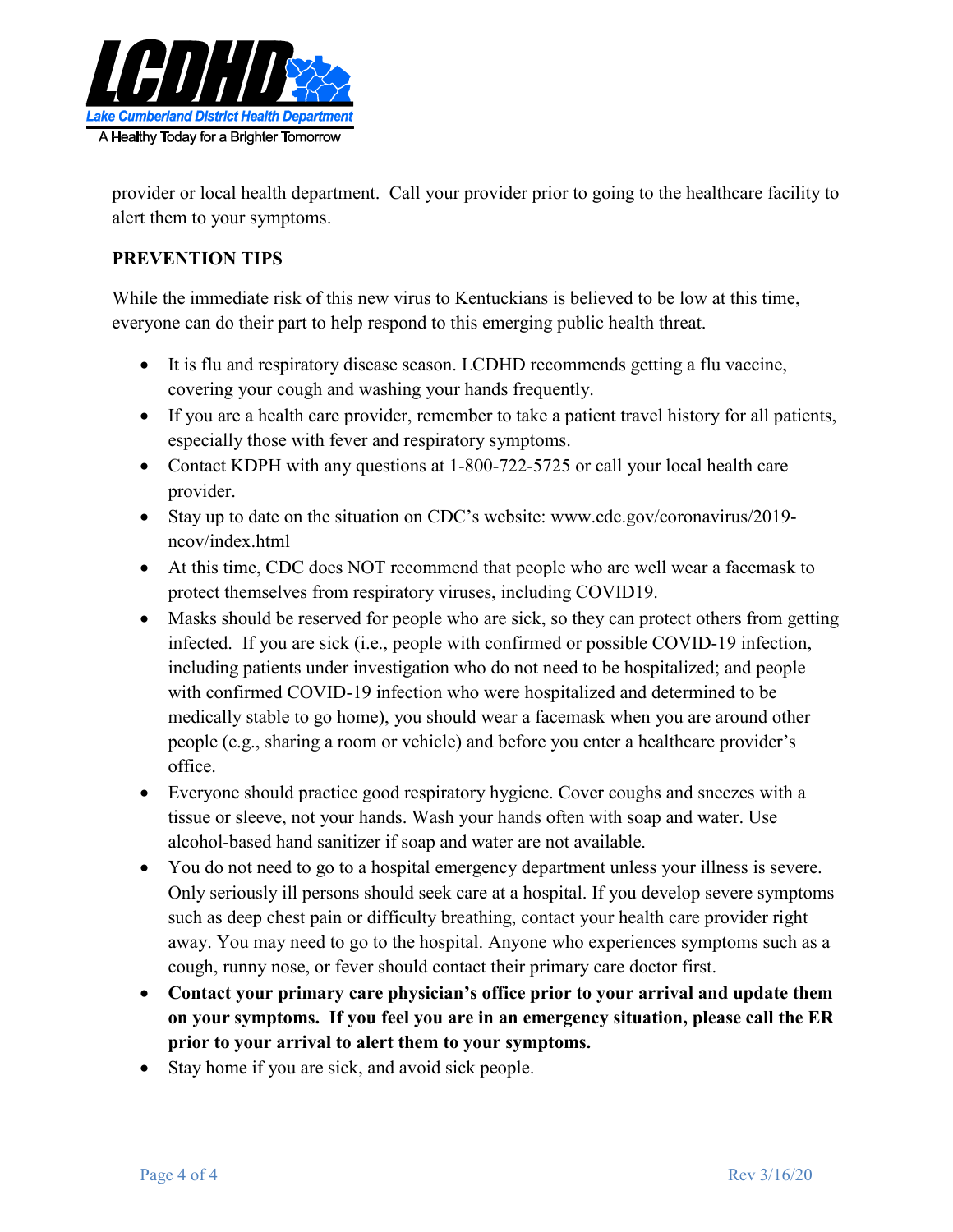provider or local health department. Call your provider prior to going to the healthcare facility to alert them to your symptoms.

**PREVENTION TIPS**

While the immediate risk of this new virus to Kentuckians is believed to be low at this time, everyone can do their part to help respond to this emerging public health threat.

- It is flu and respiratory disease season. LCDHD recommends getting a flu vaccine, covering your cough and washing your hands frequently.
- If you are a health care provider, remember to take a patient travel history for all patients, especially those with fever and respiratory symptoms.
- Contact KDPH with any questions at 1-800-722-5725 or call your local health care provider.
- Stay up to date on the situation on CDC's website: www.cdc.gov/coronavirus/2019-ncov/index.html
- At this time, CDC does NOT recommend that people who are well wear a facemask to protect themselves from respiratory viruses, including COVID19.
- Masks should be reserved for people who are sick, so they can protect others from getting infected. If you are sick (i.e., people with confirmed or possible COVID-19 infection, including patients under investigation who do not need to be hospitalized; and people with confirmed COVID-19 infection who were hospitalized and determined to be medically stable to go home), you should wear a facemask when you are around other people (e.g., sharing a room or vehicle) and before you enter a healthcare provider's office.
- Everyone should practice good respiratory hygiene. Cover coughs and sneezes with a tissue or sleeve, not your hands. Wash your hands often with soap and water. Use alcohol-based hand sanitizer if soap and water are not available.
- You do not need to go to a hospital emergency department unless your illness is severe. Only seriously ill persons should seek care at a hospital. If you develop severe symptoms such as deep chest pain or difficulty breathing, contact your health care provider right away. You may need to go to the hospital. Anyone who experiences symptoms such as a cough, runny nose, or fever should contact their primary care doctor first.
- **Contact your primary care physician's office prior to your arrival and update them on your symptoms. If you feel you are in an emergency situation, please call the ER prior to your arrival to alert them to your symptoms.**
- Stay home if you are sick, and avoid sick people.